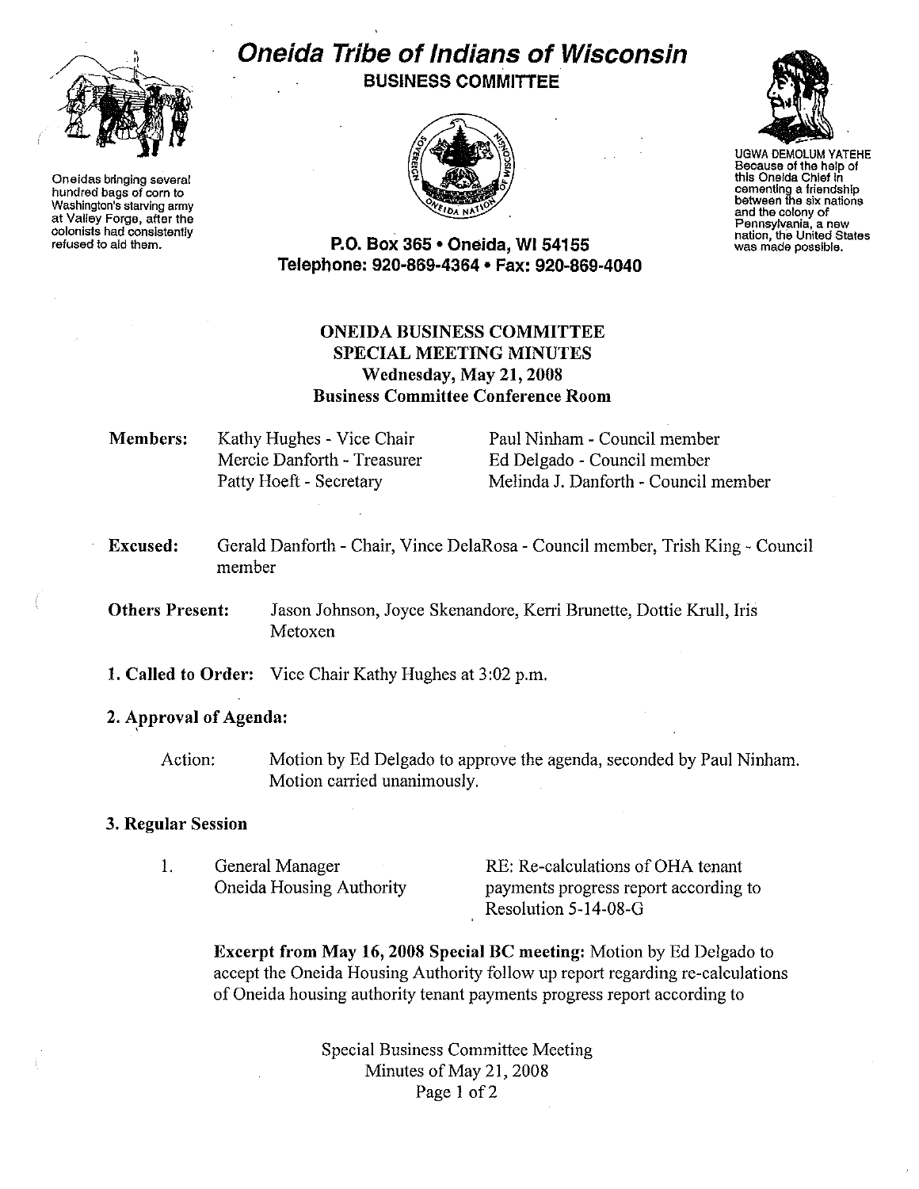# Oneida Tribe of Indians of Wisconsin

**BUSINESS COMMITTEE**

Oneidas bringing several hundred bags of corn to Washington's starving army at Valley Forge, after the colonists had consistently refused to aid them.

UGWA DEMOLUM YATEHE Because of the help of this Oneida Chief in cementing a friendship between the six nations and the colony of Pennsylvania, a new nation, the United States was made possible.

**P.O. Box 365 • Oneida, WI 54155**
**Telephone: 920-869-4364 • Fax: 920-869-4040**

## ONEIDA BUSINESS COMMITTEE SPECIAL MEETING MINUTES
### Wednesday, May 21, 2008
### Business Committee Conference Room

**Members:** Kathy Hughes - Vice Chair, Mercie Danforth - Treasurer, Patty Hoeft - Secretary, Paul Ninham - Council member, Ed Delgado - Council member, Melinda J. Danforth - Council member

**Excused:** Gerald Danforth - Chair, Vince DelaRosa - Council member, Trish King - Council member

**Others Present:** Jason Johnson, Joyce Skenandore, Kerri Brunette, Dottie Krull, Iris Metoxen

**1. Called to Order:** Vice Chair Kathy Hughes at 3:02 p.m.

**2. Approval of Agenda:**

Action: Motion by Ed Delgado to approve the agenda, seconded by Paul Ninham. Motion carried unanimously.

**3. Regular Session**

1. General Manager, Oneida Housing Authority — RE: Re-calculations of OHA tenant payments progress report according to Resolution 5-14-08-G

**Excerpt from May 16, 2008 Special BC meeting:** Motion by Ed Delgado to accept the Oneida Housing Authority follow up report regarding re-calculations of Oneida housing authority tenant payments progress report according to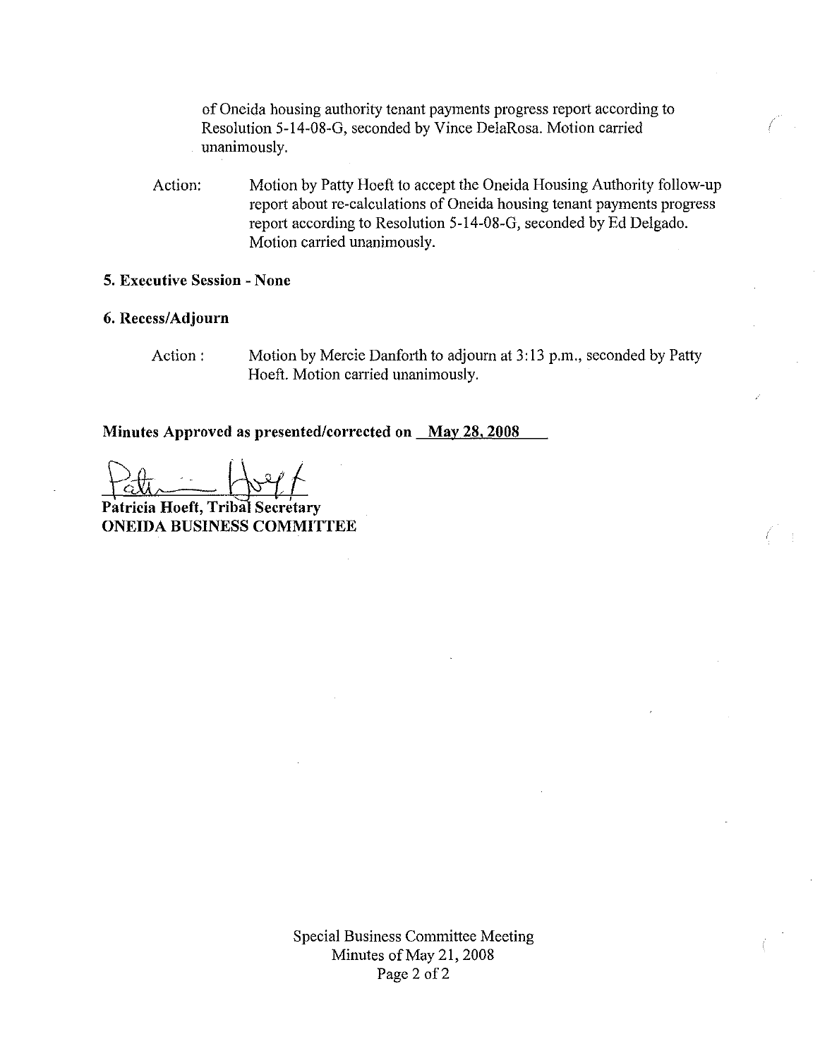of Oneida housing authority tenant payments progress report according to Resolution 5-14-08-G, seconded by Vince DelaRosa. Motion carried unanimously.

Action: Motion by Patty Hoeft to accept the Oneida Housing Authority follow-up report about re-calculations of Oneida housing tenant payments progress report according to Resolution 5-14-08-G, seconded by Ed Delgado. Motion carried unanimously.

**5. Executive Session - None**

**6. Recess/Adjourn**

Action : Motion by Mercie Danforth to adjourn at 3:13 p.m., seconded by Patty Hoeft. Motion carried unanimously.

**Minutes Approved as presented/corrected on May 28, 2008**

**Patricia Hoeft, Tribal Secretary**
**ONEIDA BUSINESS COMMITTEE**

Special Business Committee Meeting
Minutes of May 21, 2008